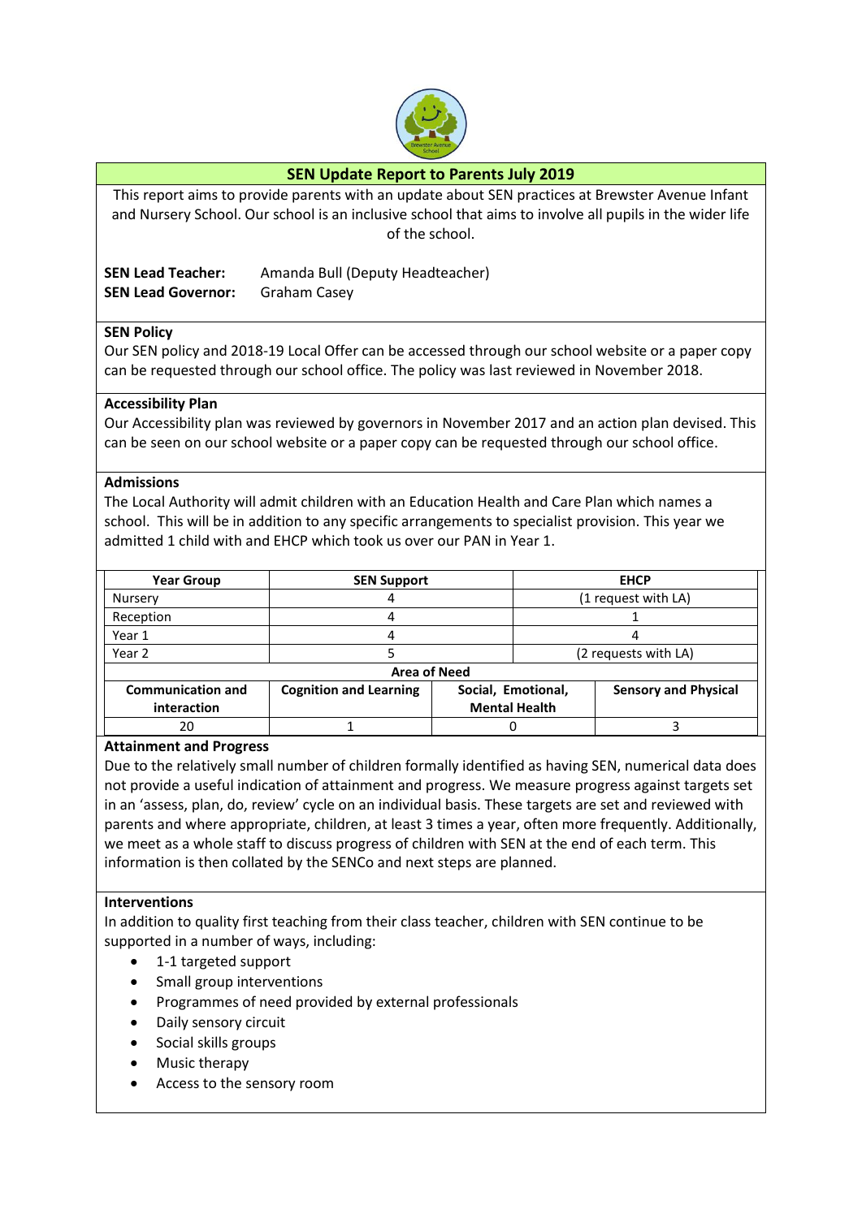# SEN Update Report to Parents July 2019

This report aims to provide parents with an update about SEN practices at Brewster Avenue Infant and Nursery School. Our school is an inclusive school that aims to involve all pupils in the wider life of the school.

**SEN Lead Teacher:** Amanda Bull (Deputy Headteacher)
**SEN Lead Governor:** Graham Casey

## SEN Policy

Our SEN policy and 2018-19 Local Offer can be accessed through our school website or a paper copy can be requested through our school office. The policy was last reviewed in November 2018.

## Accessibility Plan

Our Accessibility plan was reviewed by governors in November 2017 and an action plan devised. This can be seen on our school website or a paper copy can be requested through our school office.

## Admissions

The Local Authority will admit children with an Education Health and Care Plan which names a school. This will be in addition to any specific arrangements to specialist provision. This year we admitted 1 child with and EHCP which took us over our PAN in Year 1.

| Year Group | SEN Support | EHCP |
|---|---|---|
| Nursery | 4 | (1 request with LA) |
| Reception | 4 | 1 |
| Year 1 | 4 | 4 |
| Year 2 | 5 | (2 requests with LA) |

**Area of Need**

| Communication and interaction | Cognition and Learning | Social, Emotional, Mental Health | Sensory and Physical |
|---|---|---|---|
| 20 | 1 | 0 | 3 |

## Attainment and Progress

Due to the relatively small number of children formally identified as having SEN, numerical data does not provide a useful indication of attainment and progress. We measure progress against targets set in an 'assess, plan, do, review' cycle on an individual basis. These targets are set and reviewed with parents and where appropriate, children, at least 3 times a year, often more frequently. Additionally, we meet as a whole staff to discuss progress of children with SEN at the end of each term. This information is then collated by the SENCo and next steps are planned.

## Interventions

In addition to quality first teaching from their class teacher, children with SEN continue to be supported in a number of ways, including:

- 1-1 targeted support
- Small group interventions
- Programmes of need provided by external professionals
- Daily sensory circuit
- Social skills groups
- Music therapy
- Access to the sensory room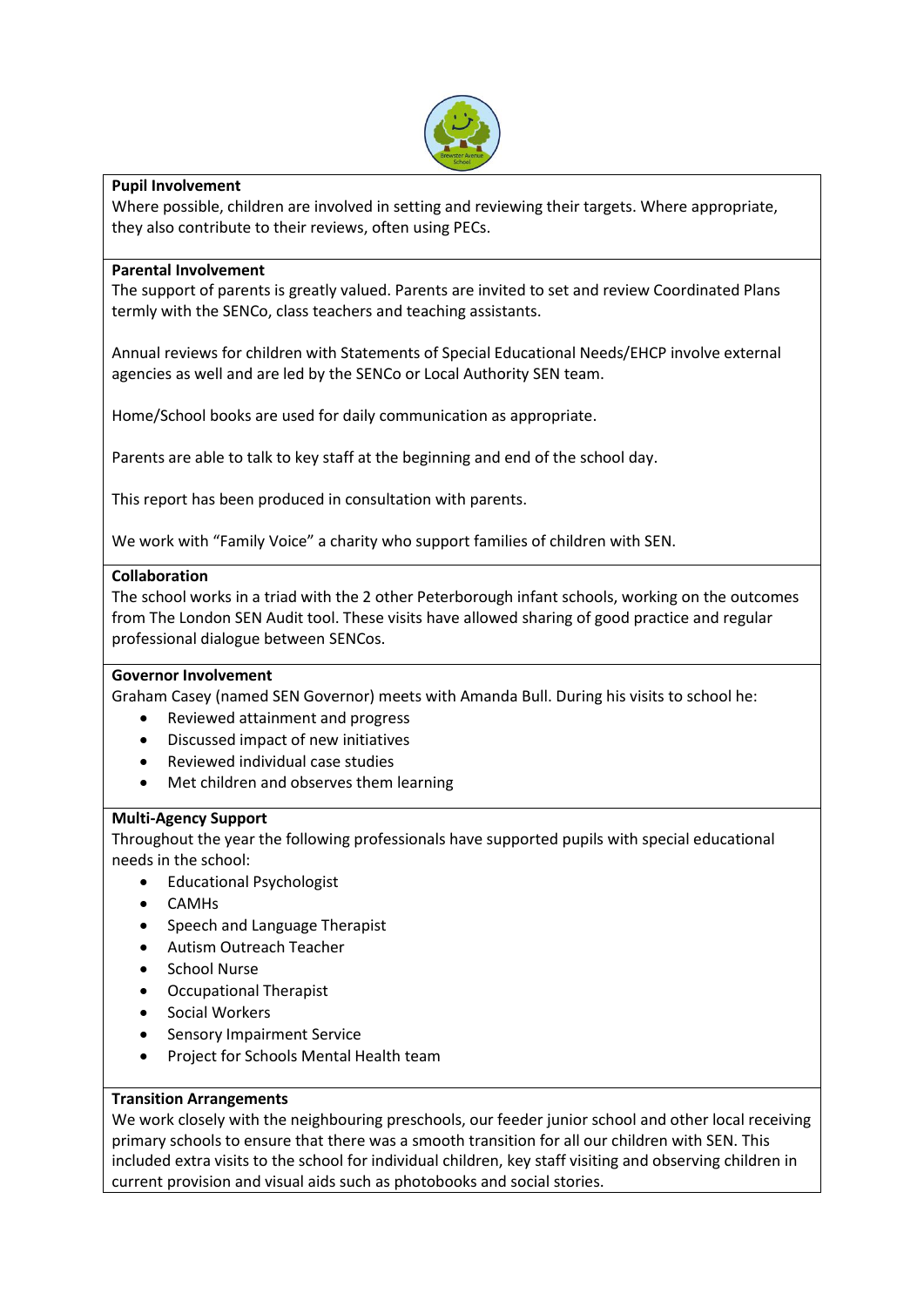**Pupil Involvement**

Where possible, children are involved in setting and reviewing their targets. Where appropriate, they also contribute to their reviews, often using PECs.

**Parental Involvement**

The support of parents is greatly valued. Parents are invited to set and review Coordinated Plans termly with the SENCo, class teachers and teaching assistants.

Annual reviews for children with Statements of Special Educational Needs/EHCP involve external agencies as well and are led by the SENCo or Local Authority SEN team.

Home/School books are used for daily communication as appropriate.

Parents are able to talk to key staff at the beginning and end of the school day.

This report has been produced in consultation with parents.

We work with "Family Voice" a charity who support families of children with SEN.

**Collaboration**

The school works in a triad with the 2 other Peterborough infant schools, working on the outcomes from The London SEN Audit tool. These visits have allowed sharing of good practice and regular professional dialogue between SENCos.

**Governor Involvement**

Graham Casey (named SEN Governor) meets with Amanda Bull. During his visits to school he:

- Reviewed attainment and progress
- Discussed impact of new initiatives
- Reviewed individual case studies
- Met children and observes them learning

**Multi-Agency Support**

Throughout the year the following professionals have supported pupils with special educational needs in the school:

- Educational Psychologist
- CAMHs
- Speech and Language Therapist
- Autism Outreach Teacher
- School Nurse
- Occupational Therapist
- Social Workers
- Sensory Impairment Service
- Project for Schools Mental Health team

**Transition Arrangements**

We work closely with the neighbouring preschools, our feeder junior school and other local receiving primary schools to ensure that there was a smooth transition for all our children with SEN. This included extra visits to the school for individual children, key staff visiting and observing children in current provision and visual aids such as photobooks and social stories.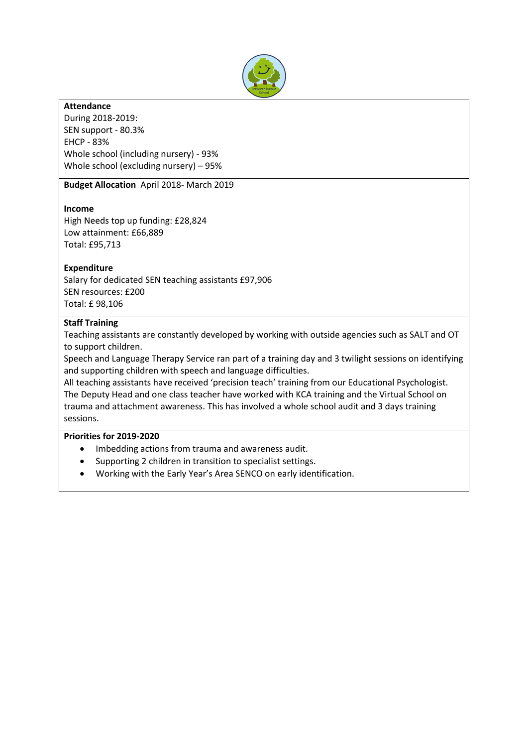**Attendance**

During 2018-2019:
SEN support - 80.3%
EHCP - 83%
Whole school (including nursery) - 93%
Whole school (excluding nursery) – 95%

**Budget Allocation** April 2018- March 2019

**Income**

High Needs top up funding: £28,824
Low attainment: £66,889
Total: £95,713

**Expenditure**

Salary for dedicated SEN teaching assistants £97,906
SEN resources: £200
Total: £ 98,106

**Staff Training**

Teaching assistants are constantly developed by working with outside agencies such as SALT and OT to support children.
Speech and Language Therapy Service ran part of a training day and 3 twilight sessions on identifying and supporting children with speech and language difficulties.
All teaching assistants have received 'precision teach' training from our Educational Psychologist.
The Deputy Head and one class teacher have worked with KCA training and the Virtual School on trauma and attachment awareness. This has involved a whole school audit and 3 days training sessions.

**Priorities for 2019-2020**

- Imbedding actions from trauma and awareness audit.
- Supporting 2 children in transition to specialist settings.
- Working with the Early Year's Area SENCO on early identification.